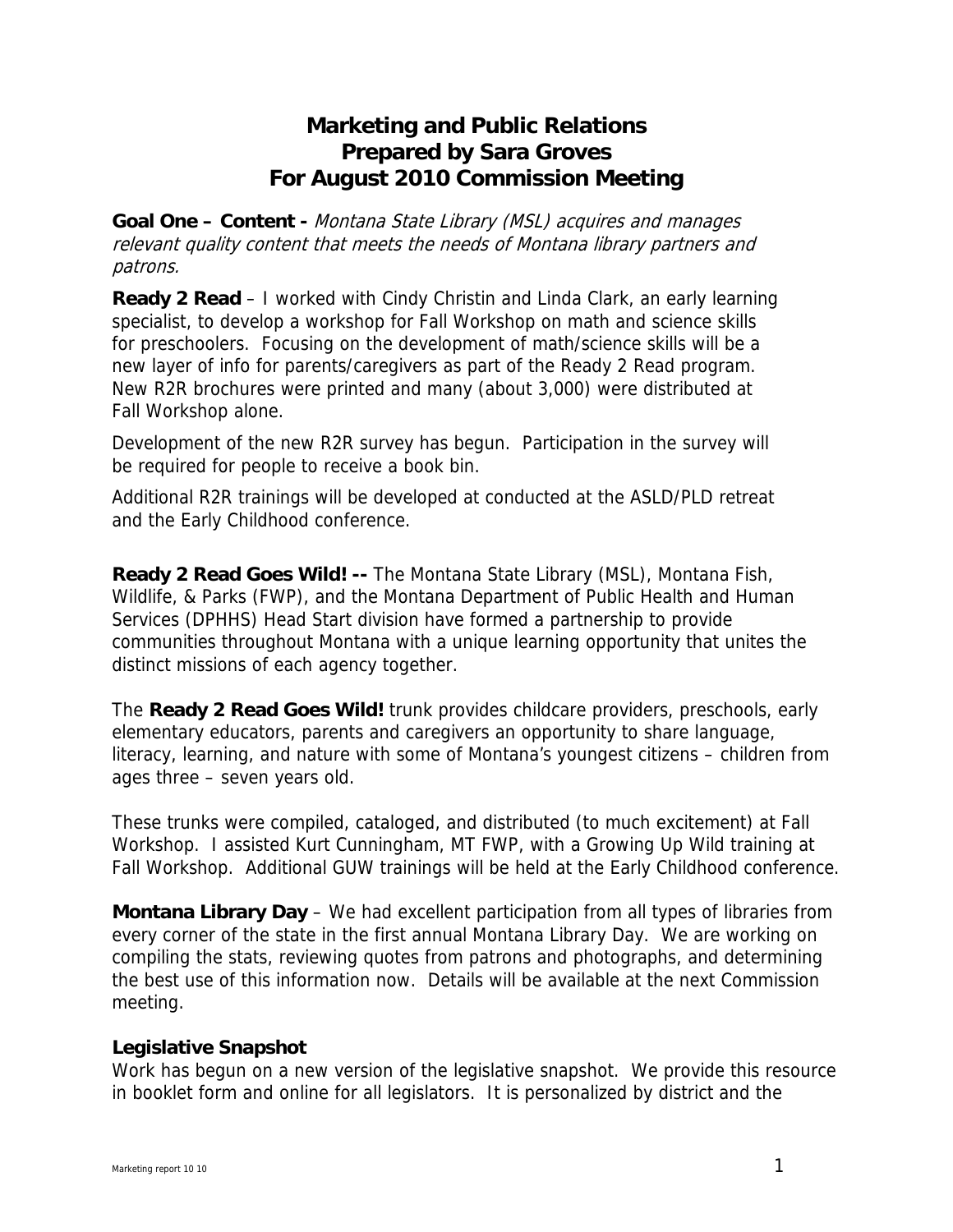# Marketing and Public Relations
# Prepared by Sara Groves
# For August 2010 Commission Meeting

**Goal One – Content -** *Montana State Library (MSL) acquires and manages relevant quality content that meets the needs of Montana library partners and patrons.*

**Ready 2 Read** – I worked with Cindy Christin and Linda Clark, an early learning specialist, to develop a workshop for Fall Workshop on math and science skills for preschoolers. Focusing on the development of math/science skills will be a new layer of info for parents/caregivers as part of the Ready 2 Read program. New R2R brochures were printed and many (about 3,000) were distributed at Fall Workshop alone.

Development of the new R2R survey has begun. Participation in the survey will be required for people to receive a book bin.

Additional R2R trainings will be developed at conducted at the ASLD/PLD retreat and the Early Childhood conference.

**Ready 2 Read Goes Wild! --** The Montana State Library (MSL), Montana Fish, Wildlife, & Parks (FWP), and the Montana Department of Public Health and Human Services (DPHHS) Head Start division have formed a partnership to provide communities throughout Montana with a unique learning opportunity that unites the distinct missions of each agency together.

The **Ready 2 Read Goes Wild!** trunk provides childcare providers, preschools, early elementary educators, parents and caregivers an opportunity to share language, literacy, learning, and nature with some of Montana's youngest citizens – children from ages three – seven years old.

These trunks were compiled, cataloged, and distributed (to much excitement) at Fall Workshop. I assisted Kurt Cunningham, MT FWP, with a Growing Up Wild training at Fall Workshop. Additional GUW trainings will be held at the Early Childhood conference.

**Montana Library Day** – We had excellent participation from all types of libraries from every corner of the state in the first annual Montana Library Day. We are working on compiling the stats, reviewing quotes from patrons and photographs, and determining the best use of this information now. Details will be available at the next Commission meeting.

**Legislative Snapshot**

Work has begun on a new version of the legislative snapshot. We provide this resource in booklet form and online for all legislators. It is personalized by district and the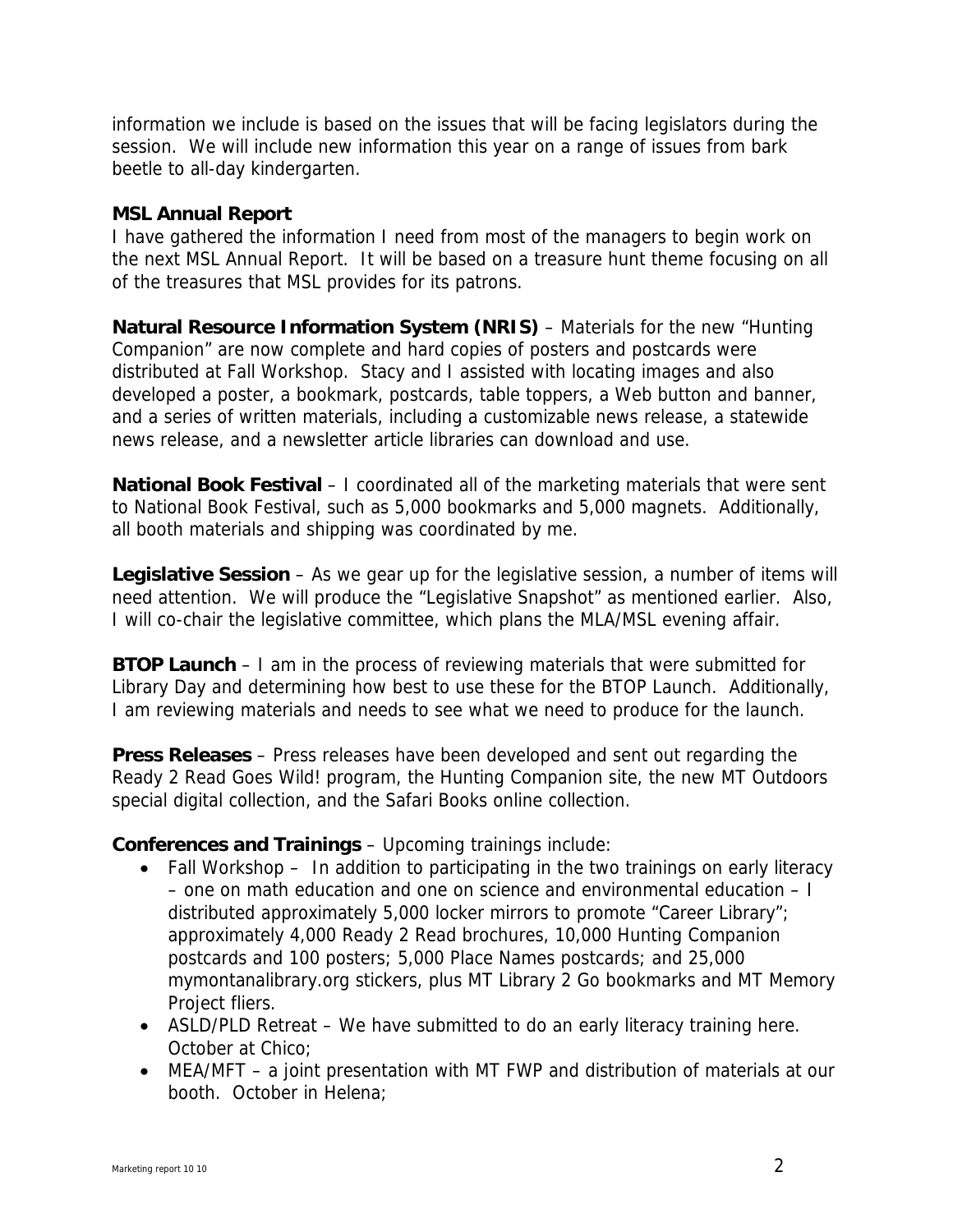information we include is based on the issues that will be facing legislators during the session. We will include new information this year on a range of issues from bark beetle to all-day kindergarten.

**MSL Annual Report**

I have gathered the information I need from most of the managers to begin work on the next MSL Annual Report. It will be based on a treasure hunt theme focusing on all of the treasures that MSL provides for its patrons.

**Natural Resource Information System (NRIS)** – Materials for the new "Hunting Companion" are now complete and hard copies of posters and postcards were distributed at Fall Workshop. Stacy and I assisted with locating images and also developed a poster, a bookmark, postcards, table toppers, a Web button and banner, and a series of written materials, including a customizable news release, a statewide news release, and a newsletter article libraries can download and use.

**National Book Festival** – I coordinated all of the marketing materials that were sent to National Book Festival, such as 5,000 bookmarks and 5,000 magnets. Additionally, all booth materials and shipping was coordinated by me.

**Legislative Session** – As we gear up for the legislative session, a number of items will need attention. We will produce the "Legislative Snapshot" as mentioned earlier. Also, I will co-chair the legislative committee, which plans the MLA/MSL evening affair.

**BTOP Launch** – I am in the process of reviewing materials that were submitted for Library Day and determining how best to use these for the BTOP Launch. Additionally, I am reviewing materials and needs to see what we need to produce for the launch.

**Press Releases** – Press releases have been developed and sent out regarding the Ready 2 Read Goes Wild! program, the Hunting Companion site, the new MT Outdoors special digital collection, and the Safari Books online collection.

**Conferences and Trainings** – Upcoming trainings include:

- Fall Workshop – In addition to participating in the two trainings on early literacy – one on math education and one on science and environmental education – I distributed approximately 5,000 locker mirrors to promote "Career Library"; approximately 4,000 Ready 2 Read brochures, 10,000 Hunting Companion postcards and 100 posters; 5,000 Place Names postcards; and 25,000 mymontanalibrary.org stickers, plus MT Library 2 Go bookmarks and MT Memory Project fliers.
- ASLD/PLD Retreat – We have submitted to do an early literacy training here. October at Chico;
- MEA/MFT – a joint presentation with MT FWP and distribution of materials at our booth. October in Helena;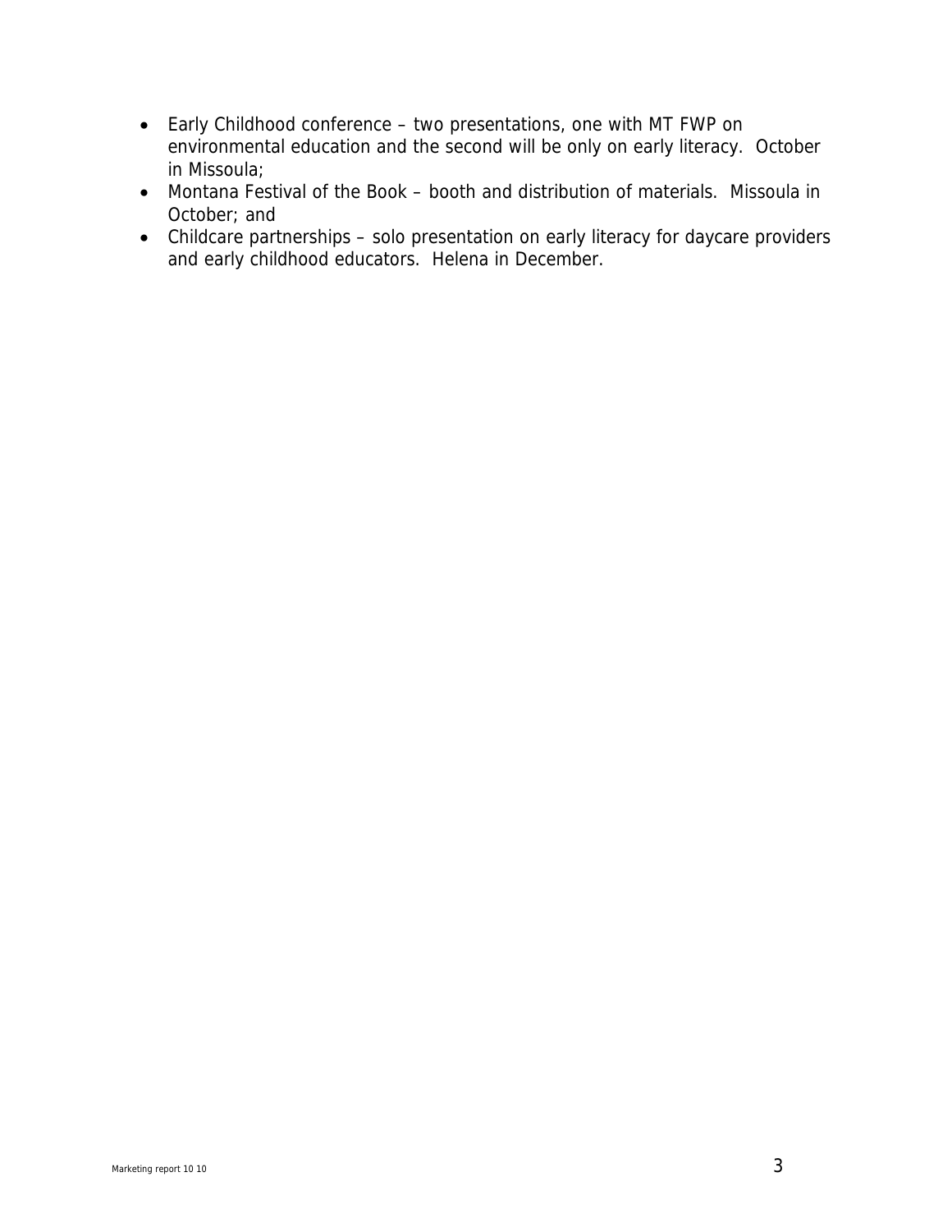- Early Childhood conference – two presentations, one with MT FWP on environmental education and the second will be only on early literacy. October in Missoula;
- Montana Festival of the Book – booth and distribution of materials. Missoula in October; and
- Childcare partnerships – solo presentation on early literacy for daycare providers and early childhood educators. Helena in December.